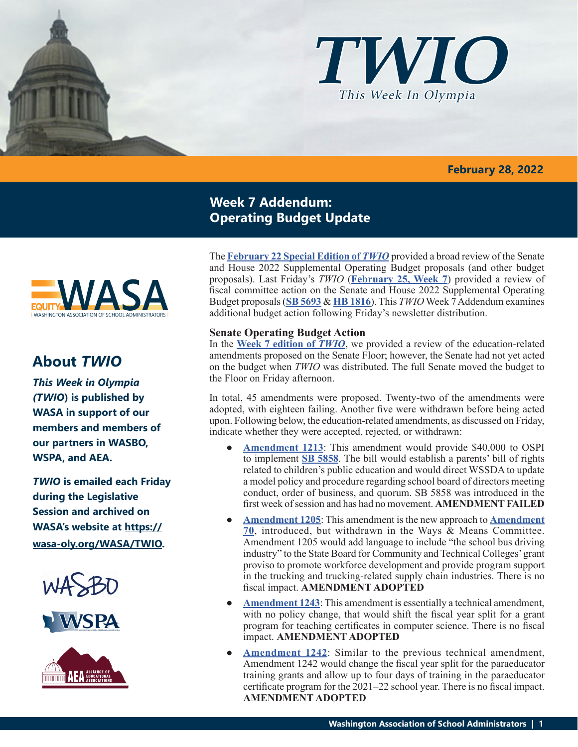# TWIO

*This Week In Olympia*

**February 28, 2022**

## Week 7 Addendum: Operating Budget Update

### About *TWIO*

***This Week in Olympia (TWIO)* is published by WASA in support of our members and members of our partners in WASBO, WSPA, and AEA.**

***TWIO* is emailed each Friday during the Legislative Session and archived on WASA's website at https://wasa-oly.org/WASA/TWIO.**

The **February 22 Special Edition of *TWIO*** provided a broad review of the Senate and House 2022 Supplemental Operating Budget proposals (and other budget proposals). Last Friday's *TWIO* (**February 25, Week 7**) provided a review of fiscal committee action on the Senate and House 2022 Supplemental Operating Budget proposals (**SB 5693** & **HB 1816**). This *TWIO* Week 7 Addendum examines additional budget action following Friday's newsletter distribution.

**Senate Operating Budget Action**

In the **Week 7 edition of *TWIO***, we provided a review of the education-related amendments proposed on the Senate Floor; however, the Senate had not yet acted on the budget when *TWIO* was distributed. The full Senate moved the budget to the Floor on Friday afternoon.

In total, 45 amendments were proposed. Twenty-two of the amendments were adopted, with eighteen failing. Another five were withdrawn before being acted upon. Following below, the education-related amendments, as discussed on Friday, indicate whether they were accepted, rejected, or withdrawn:

- **Amendment 1213**: This amendment would provide $40,000 to OSPI to implement **SB 5858**. The bill would establish a parents' bill of rights related to children's public education and would direct WSSDA to update a model policy and procedure regarding school board of directors meeting conduct, order of business, and quorum. SB 5858 was introduced in the first week of session and has had no movement. **AMENDMENT FAILED**
- **Amendment 1205**: This amendment is the new approach to **Amendment 70**, introduced, but withdrawn in the Ways & Means Committee. Amendment 1205 would add language to include "the school bus driving industry" to the State Board for Community and Technical Colleges' grant proviso to promote workforce development and provide program support in the trucking and trucking-related supply chain industries. There is no fiscal impact. **AMENDMENT ADOPTED**
- **Amendment 1243**: This amendment is essentially a technical amendment, with no policy change, that would shift the fiscal year split for a grant program for teaching certificates in computer science. There is no fiscal impact. **AMENDMENT ADOPTED**
- **Amendment 1242**: Similar to the previous technical amendment, Amendment 1242 would change the fiscal year split for the paraeducator training grants and allow up to four days of training in the paraeducator certificate program for the 2021–22 school year. There is no fiscal impact. **AMENDMENT ADOPTED**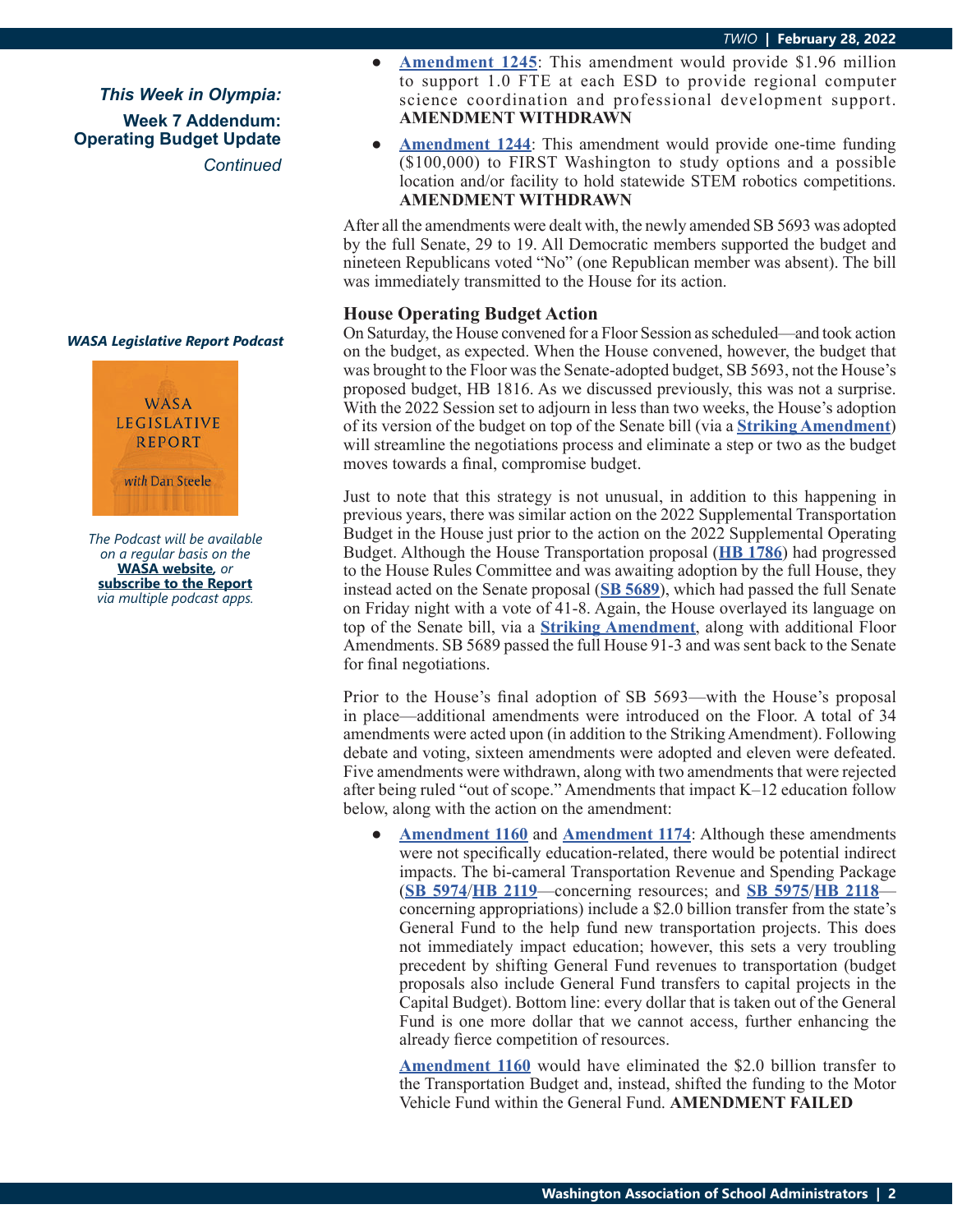*This Week in Olympia:*
**Week 7 Addendum: Operating Budget Update**
*Continued*

- **Amendment 1245**: This amendment would provide $1.96 million to support 1.0 FTE at each ESD to provide regional computer science coordination and professional development support. **AMENDMENT WITHDRAWN**
- **Amendment 1244**: This amendment would provide one-time funding ($100,000) to FIRST Washington to study options and a possible location and/or facility to hold statewide STEM robotics competitions. **AMENDMENT WITHDRAWN**

After all the amendments were dealt with, the newly amended SB 5693 was adopted by the full Senate, 29 to 19. All Democratic members supported the budget and nineteen Republicans voted "No" (one Republican member was absent). The bill was immediately transmitted to the House for its action.

### House Operating Budget Action

On Saturday, the House convened for a Floor Session as scheduled—and took action on the budget, as expected. When the House convened, however, the budget that was brought to the Floor was the Senate-adopted budget, SB 5693, not the House's proposed budget, HB 1816. As we discussed previously, this was not a surprise. With the 2022 Session set to adjourn in less than two weeks, the House's adoption of its version of the budget on top of the Senate bill (via a **Striking Amendment**) will streamline the negotiations process and eliminate a step or two as the budget moves towards a final, compromise budget.

Just to note that this strategy is not unusual, in addition to this happening in previous years, there was similar action on the 2022 Supplemental Transportation Budget in the House just prior to the action on the 2022 Supplemental Operating Budget. Although the House Transportation proposal (**HB 1786**) had progressed to the House Rules Committee and was awaiting adoption by the full House, they instead acted on the Senate proposal (**SB 5689**), which had passed the full Senate on Friday night with a vote of 41-8. Again, the House overlayed its language on top of the Senate bill, via a **Striking Amendment**, along with additional Floor Amendments. SB 5689 passed the full House 91-3 and was sent back to the Senate for final negotiations.

Prior to the House's final adoption of SB 5693—with the House's proposal in place—additional amendments were introduced on the Floor. A total of 34 amendments were acted upon (in addition to the Striking Amendment). Following debate and voting, sixteen amendments were adopted and eleven were defeated. Five amendments were withdrawn, along with two amendments that were rejected after being ruled "out of scope." Amendments that impact K–12 education follow below, along with the action on the amendment:

- **Amendment 1160** and **Amendment 1174**: Although these amendments were not specifically education-related, there would be potential indirect impacts. The bi-cameral Transportation Revenue and Spending Package (**SB 5974**/**HB 2119**—concerning resources; and **SB 5975**/**HB 2118**—concerning appropriations) include a $2.0 billion transfer from the state's General Fund to the help fund new transportation projects. This does not immediately impact education; however, this sets a very troubling precedent by shifting General Fund revenues to transportation (budget proposals also include General Fund transfers to capital projects in the Capital Budget). Bottom line: every dollar that is taken out of the General Fund is one more dollar that we cannot access, further enhancing the already fierce competition of resources.

  **Amendment 1160** would have eliminated the $2.0 billion transfer to the Transportation Budget and, instead, shifted the funding to the Motor Vehicle Fund within the General Fund. **AMENDMENT FAILED**

*WASA Legislative Report Podcast*

WASA LEGISLATIVE REPORT with Dan Steele

*The Podcast will be available on a regular basis on the* **WASA website**, *or* **subscribe to the Report** *via multiple podcast apps.*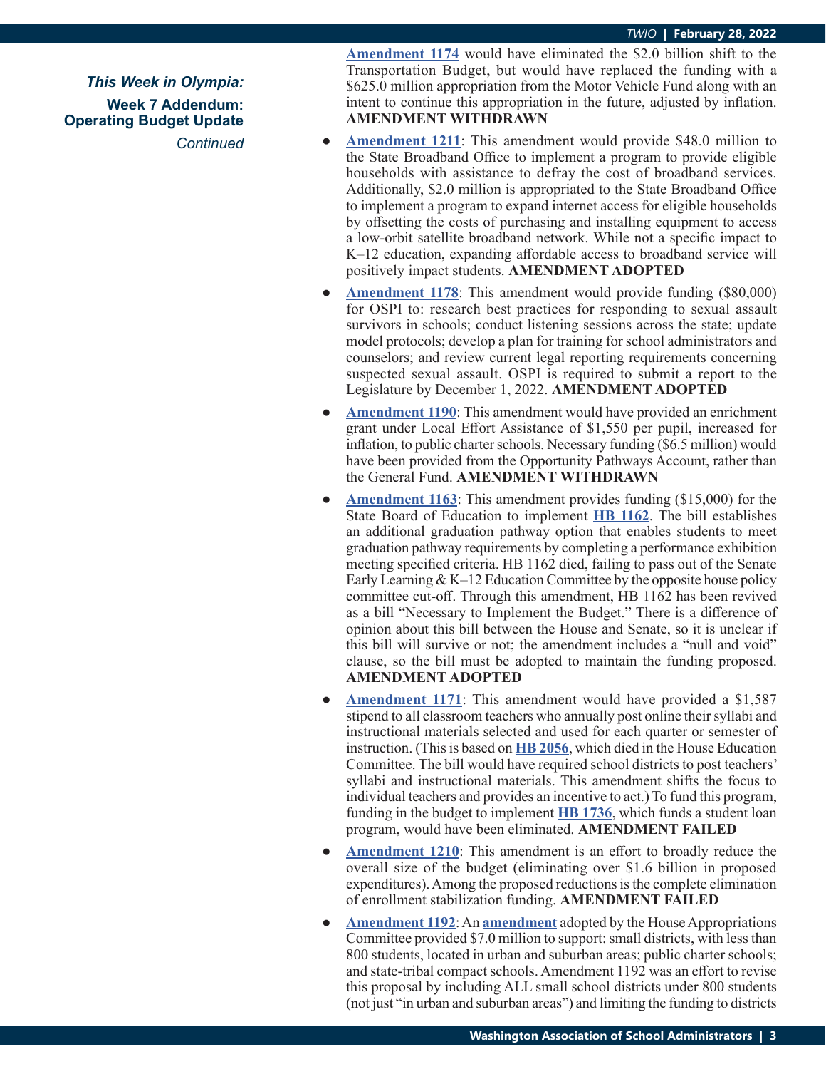*This Week in Olympia:*

**Week 7 Addendum: Operating Budget Update**

*Continued*

**Amendment 1174** would have eliminated the $2.0 billion shift to the Transportation Budget, but would have replaced the funding with a $625.0 million appropriation from the Motor Vehicle Fund along with an intent to continue this appropriation in the future, adjusted by inflation. **AMENDMENT WITHDRAWN**

- **Amendment 1211**: This amendment would provide $48.0 million to the State Broadband Office to implement a program to provide eligible households with assistance to defray the cost of broadband services. Additionally, $2.0 million is appropriated to the State Broadband Office to implement a program to expand internet access for eligible households by offsetting the costs of purchasing and installing equipment to access a low-orbit satellite broadband network. While not a specific impact to K–12 education, expanding affordable access to broadband service will positively impact students. **AMENDMENT ADOPTED**
- **Amendment 1178**: This amendment would provide funding ($80,000) for OSPI to: research best practices for responding to sexual assault survivors in schools; conduct listening sessions across the state; update model protocols; develop a plan for training for school administrators and counselors; and review current legal reporting requirements concerning suspected sexual assault. OSPI is required to submit a report to the Legislature by December 1, 2022. **AMENDMENT ADOPTED**
- **Amendment 1190**: This amendment would have provided an enrichment grant under Local Effort Assistance of $1,550 per pupil, increased for inflation, to public charter schools. Necessary funding ($6.5 million) would have been provided from the Opportunity Pathways Account, rather than the General Fund. **AMENDMENT WITHDRAWN**
- **Amendment 1163**: This amendment provides funding ($15,000) for the State Board of Education to implement **HB 1162**. The bill establishes an additional graduation pathway option that enables students to meet graduation pathway requirements by completing a performance exhibition meeting specified criteria. HB 1162 died, failing to pass out of the Senate Early Learning & K–12 Education Committee by the opposite house policy committee cut-off. Through this amendment, HB 1162 has been revived as a bill "Necessary to Implement the Budget." There is a difference of opinion about this bill between the House and Senate, so it is unclear if this bill will survive or not; the amendment includes a "null and void" clause, so the bill must be adopted to maintain the funding proposed. **AMENDMENT ADOPTED**
- **Amendment 1171**: This amendment would have provided a $1,587 stipend to all classroom teachers who annually post online their syllabi and instructional materials selected and used for each quarter or semester of instruction. (This is based on **HB 2056**, which died in the House Education Committee. The bill would have required school districts to post teachers' syllabi and instructional materials. This amendment shifts the focus to individual teachers and provides an incentive to act.) To fund this program, funding in the budget to implement **HB 1736**, which funds a student loan program, would have been eliminated. **AMENDMENT FAILED**
- **Amendment 1210**: This amendment is an effort to broadly reduce the overall size of the budget (eliminating over $1.6 billion in proposed expenditures). Among the proposed reductions is the complete elimination of enrollment stabilization funding. **AMENDMENT FAILED**
- **Amendment 1192**: An **amendment** adopted by the House Appropriations Committee provided $7.0 million to support: small districts, with less than 800 students, located in urban and suburban areas; public charter schools; and state-tribal compact schools. Amendment 1192 was an effort to revise this proposal by including ALL small school districts under 800 students (not just "in urban and suburban areas") and limiting the funding to districts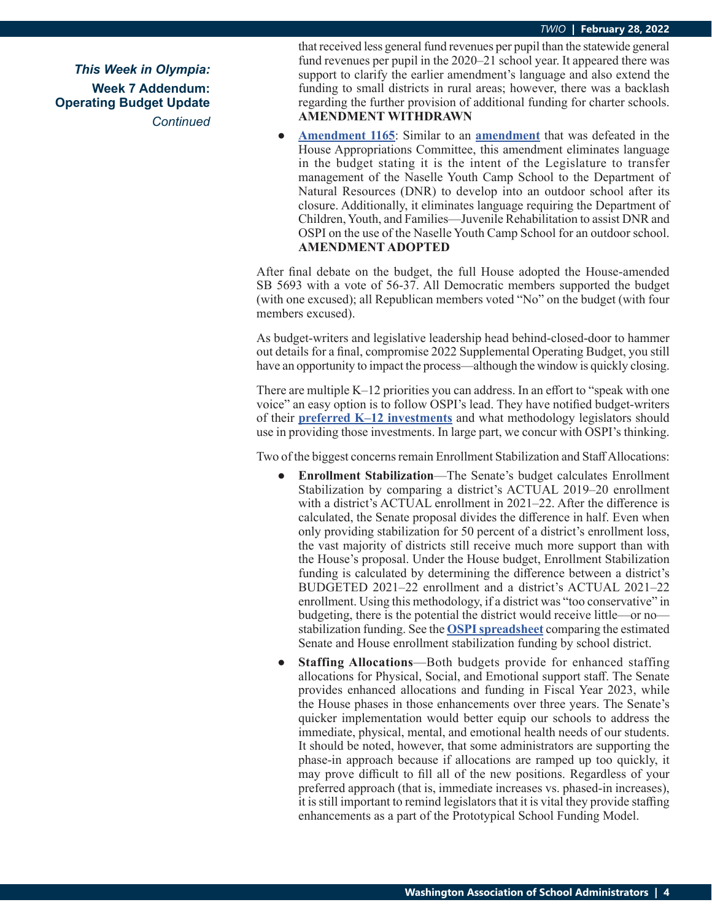*This Week in Olympia:*
**Week 7 Addendum: Operating Budget Update**
*Continued*

that received less general fund revenues per pupil than the statewide general fund revenues per pupil in the 2020–21 school year. It appeared there was support to clarify the earlier amendment's language and also extend the funding to small districts in rural areas; however, there was a backlash regarding the further provision of additional funding for charter schools. **AMENDMENT WITHDRAWN**

- **Amendment 1165**: Similar to an **amendment** that was defeated in the House Appropriations Committee, this amendment eliminates language in the budget stating it is the intent of the Legislature to transfer management of the Naselle Youth Camp School to the Department of Natural Resources (DNR) to develop into an outdoor school after its closure. Additionally, it eliminates language requiring the Department of Children, Youth, and Families—Juvenile Rehabilitation to assist DNR and OSPI on the use of the Naselle Youth Camp School for an outdoor school. **AMENDMENT ADOPTED**

After final debate on the budget, the full House adopted the House-amended SB 5693 with a vote of 56-37. All Democratic members supported the budget (with one excused); all Republican members voted "No" on the budget (with four members excused).

As budget-writers and legislative leadership head behind-closed-door to hammer out details for a final, compromise 2022 Supplemental Operating Budget, you still have an opportunity to impact the process—although the window is quickly closing.

There are multiple K–12 priorities you can address. In an effort to "speak with one voice" an easy option is to follow OSPI's lead. They have notified budget-writers of their **preferred K–12 investments** and what methodology legislators should use in providing those investments. In large part, we concur with OSPI's thinking.

Two of the biggest concerns remain Enrollment Stabilization and Staff Allocations:

- **Enrollment Stabilization**—The Senate's budget calculates Enrollment Stabilization by comparing a district's ACTUAL 2019–20 enrollment with a district's ACTUAL enrollment in 2021–22. After the difference is calculated, the Senate proposal divides the difference in half. Even when only providing stabilization for 50 percent of a district's enrollment loss, the vast majority of districts still receive much more support than with the House's proposal. Under the House budget, Enrollment Stabilization funding is calculated by determining the difference between a district's BUDGETED 2021–22 enrollment and a district's ACTUAL 2021–22 enrollment. Using this methodology, if a district was "too conservative" in budgeting, there is the potential the district would receive little—or no—stabilization funding. See the **OSPI spreadsheet** comparing the estimated Senate and House enrollment stabilization funding by school district.
- **Staffing Allocations**—Both budgets provide for enhanced staffing allocations for Physical, Social, and Emotional support staff. The Senate provides enhanced allocations and funding in Fiscal Year 2023, while the House phases in those enhancements over three years. The Senate's quicker implementation would better equip our schools to address the immediate, physical, mental, and emotional health needs of our students. It should be noted, however, that some administrators are supporting the phase-in approach because if allocations are ramped up too quickly, it may prove difficult to fill all of the new positions. Regardless of your preferred approach (that is, immediate increases vs. phased-in increases), it is still important to remind legislators that it is vital they provide staffing enhancements as a part of the Prototypical School Funding Model.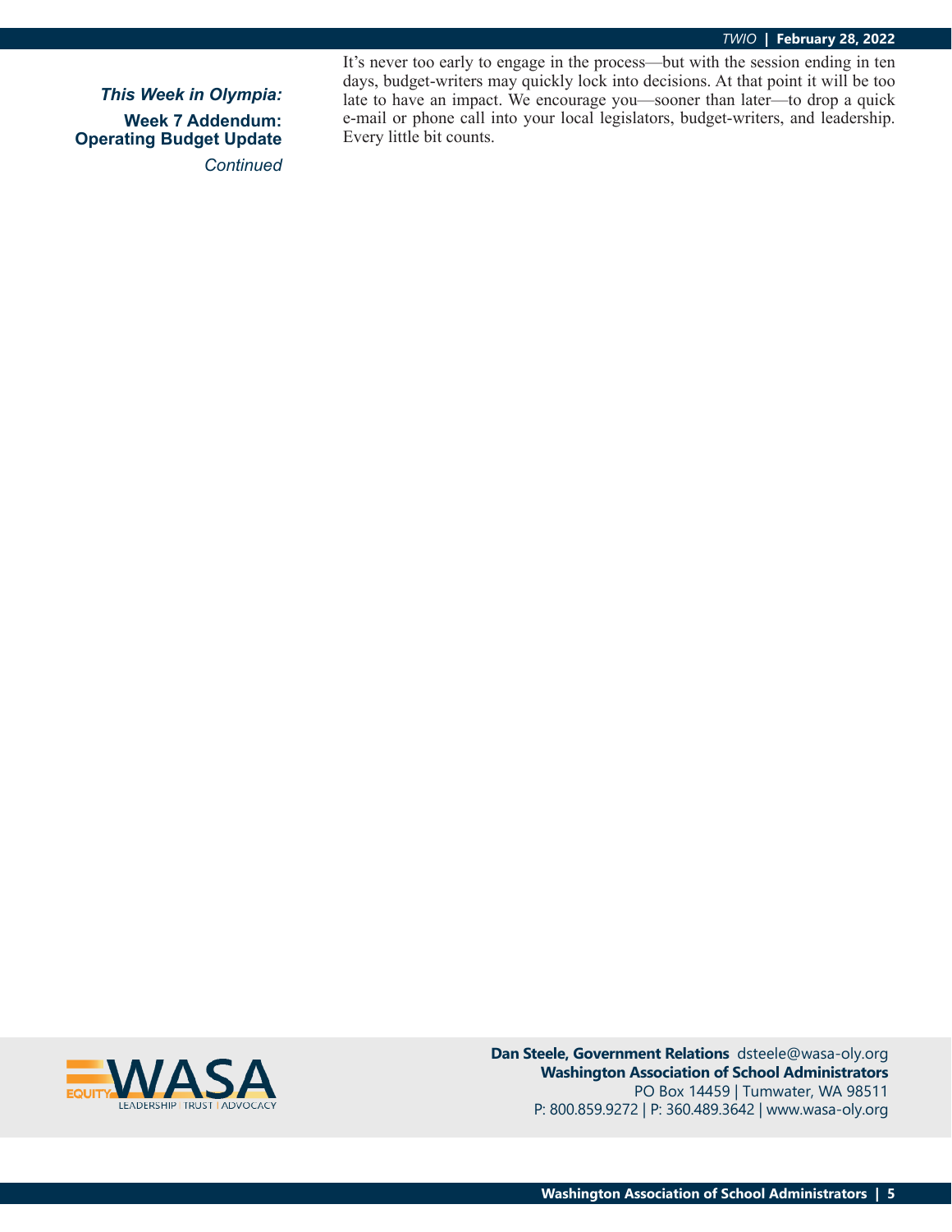***This Week in Olympia:***

**Week 7 Addendum: Operating Budget Update**

*Continued*

It's never too early to engage in the process—but with the session ending in ten days, budget-writers may quickly lock into decisions. At that point it will be too late to have an impact. We encourage you—sooner than later—to drop a quick e-mail or phone call into your local legislators, budget-writers, and leadership. Every little bit counts.

**Dan Steele, Government Relations** dsteele@wasa-oly.org
**Washington Association of School Administrators**
PO Box 14459 | Tumwater, WA 98511
P: 800.859.9272 | P: 360.489.3642 | www.wasa-oly.org